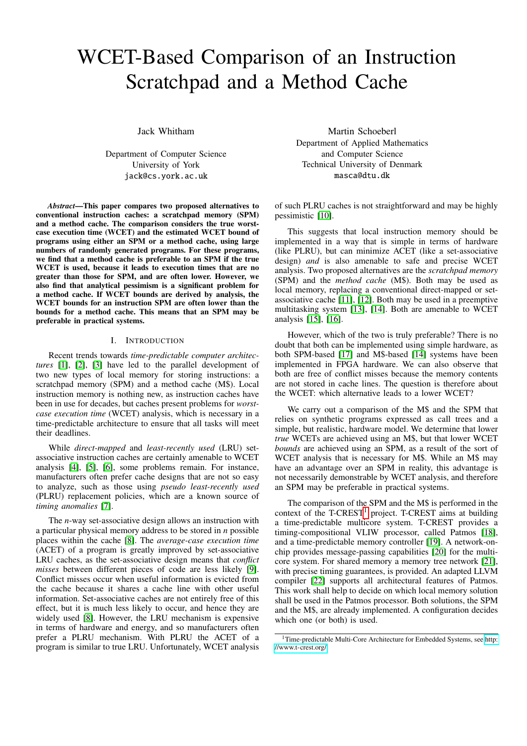# WCET-Based Comparison of an Instruction Scratchpad and a Method Cache

Jack Whitham

Department of Computer Science
University of York
jack@cs.york.ac.uk

Martin Schoeberl

Department of Applied Mathematics
and Computer Science
Technical University of Denmark
masca@dtu.dk

***Abstract*—This paper compares two proposed alternatives to conventional instruction caches: a scratchpad memory (SPM) and a method cache. The comparison considers the true worst-case execution time (WCET) and the estimated WCET bound of programs using either an SPM or a method cache, using large numbers of randomly generated programs. For these programs, we find that a method cache is preferable to an SPM if the true WCET is used, because it leads to execution times that are no greater than those for SPM, and are often lower. However, we also find that analytical pessimism is a significant problem for a method cache. If WCET bounds are derived by analysis, the WCET bounds for an instruction SPM are often lower than the bounds for a method cache. This means that an SPM may be preferable in practical systems.**

## I. Introduction

Recent trends towards *time-predictable computer architectures* [1], [2], [3] have led to the parallel development of two new types of local memory for storing instructions: a scratchpad memory (SPM) and a method cache (M$). Local instruction memory is nothing new, as instruction caches have been in use for decades, but caches present problems for *worst-case execution time* (WCET) analysis, which is necessary in a time-predictable architecture to ensure that all tasks will meet their deadlines.

While *direct-mapped* and *least-recently used* (LRU) set-associative instruction caches are certainly amenable to WCET analysis [4], [5], [6], some problems remain. For instance, manufacturers often prefer cache designs that are not so easy to analyze, such as those using *pseudo least-recently used* (PLRU) replacement policies, which are a known source of *timing anomalies* [7].

The *n*-way set-associative design allows an instruction with a particular physical memory address to be stored in *n* possible places within the cache [8]. The *average-case execution time* (ACET) of a program is greatly improved by set-associative LRU caches, as the set-associative design means that *conflict misses* between different pieces of code are less likely [9]. Conflict misses occur when useful information is evicted from the cache because it shares a cache line with other useful information. Set-associative caches are not entirely free of this effect, but it is much less likely to occur, and hence they are widely used [8]. However, the LRU mechanism is expensive in terms of hardware and energy, and so manufacturers often prefer a PLRU mechanism. With PLRU the ACET of a program is similar to true LRU. Unfortunately, WCET analysis of such PLRU caches is not straightforward and may be highly pessimistic [10].

This suggests that local instruction memory should be implemented in a way that is simple in terms of hardware (like PLRU), but can minimize ACET (like a set-associative design) *and* is also amenable to safe and precise WCET analysis. Two proposed alternatives are the *scratchpad memory* (SPM) and the *method cache* (M$). Both may be used as local memory, replacing a conventional direct-mapped or set-associative cache [11], [12]. Both may be used in a preemptive multitasking system [13], [14]. Both are amenable to WCET analysis [15], [16].

However, which of the two is truly preferable? There is no doubt that both can be implemented using simple hardware, as both SPM-based [17] and M$-based [14] systems have been implemented in FPGA hardware. We can also observe that both are free of conflict misses because the memory contents are not stored in cache lines. The question is therefore about the WCET: which alternative leads to a lower WCET?

We carry out a comparison of the M$ and the SPM that relies on synthetic programs expressed as call trees and a simple, but realistic, hardware model. We determine that lower *true* WCETs are achieved using an M$, but that lower WCET *bounds* are achieved using an SPM, as a result of the sort of WCET analysis that is necessary for M$. While an M$ may have an advantage over an SPM in reality, this advantage is not necessarily demonstrable by WCET analysis, and therefore an SPM may be preferable in practical systems.

The comparison of the SPM and the M$ is performed in the context of the T-CREST[1] project. T-CREST aims at building a time-predictable multicore system. T-CREST provides a timing-compositional VLIW processor, called Patmos [18], and a time-predictable memory controller [19]. A network-on-chip provides message-passing capabilities [20] for the multicore system. For shared memory a memory tree network [21], with precise timing guarantees, is provided. An adapted LLVM compiler [22] supports all architectural features of Patmos. This work shall help to decide on which local memory solution shall be used in the Patmos processor. Both solutions, the SPM and the M$, are already implemented. A configuration decides which one (or both) is used.

[1] Time-predictable Multi-Core Architecture for Embedded Systems, see http://www.t-crest.org/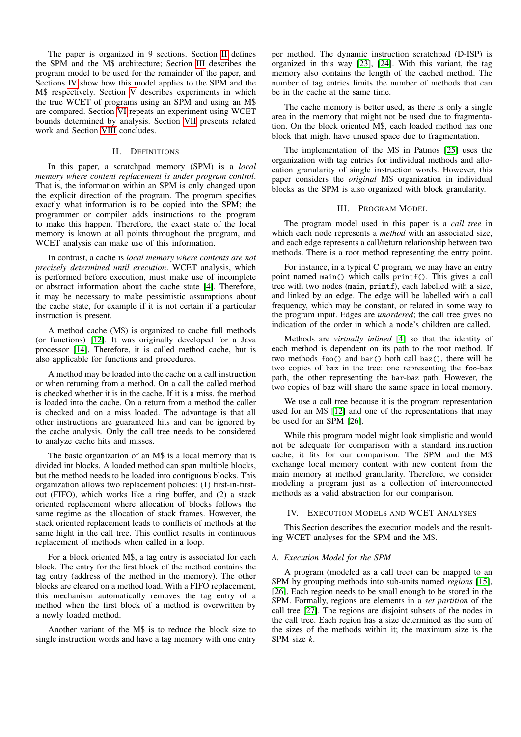The paper is organized in 9 sections. Section II defines the SPM and the M$ architecture; Section III describes the program model to be used for the remainder of the paper, and Sections IV show how this model applies to the SPM and the M$ respectively. Section V describes experiments in which the true WCET of programs using an SPM and using an M$ are compared. Section VI repeats an experiment using WCET bounds determined by analysis. Section VII presents related work and Section VIII concludes.

## II. Definitions

In this paper, a scratchpad memory (SPM) is a *local memory where content replacement is under program control*. That is, the information within an SPM is only changed upon the explicit direction of the program. The program specifies exactly what information is to be copied into the SPM; the programmer or compiler adds instructions to the program to make this happen. Therefore, the exact state of the local memory is known at all points throughout the program, and WCET analysis can make use of this information.

In contrast, a cache is *local memory where contents are not precisely determined until execution*. WCET analysis, which is performed before execution, must make use of incomplete or abstract information about the cache state [4]. Therefore, it may be necessary to make pessimistic assumptions about the cache state, for example if it is not certain if a particular instruction is present.

A method cache (M$) is organized to cache full methods (or functions) [12]. It was originally developed for a Java processor [14]. Therefore, it is called method cache, but is also applicable for functions and procedures.

A method may be loaded into the cache on a call instruction or when returning from a method. On a call the called method is checked whether it is in the cache. If it is a miss, the method is loaded into the cache. On a return from a method the caller is checked and on a miss loaded. The advantage is that all other instructions are guaranteed hits and can be ignored by the cache analysis. Only the call tree needs to be considered to analyze cache hits and misses.

The basic organization of an M$ is a local memory that is divided int blocks. A loaded method can span multiple blocks, but the method needs to be loaded into contiguous blocks. This organization allows two replacement policies: (1) first-in-first-out (FIFO), which works like a ring buffer, and (2) a stack oriented replacement where allocation of blocks follows the same regime as the allocation of stack frames. However, the stack oriented replacement leads to conflicts of methods at the same hight in the call tree. This conflict results in continuous replacement of methods when called in a loop.

For a block oriented M$, a tag entry is associated for each block. The entry for the first block of the method contains the tag entry (address of the method in the memory). The other blocks are cleared on a method load. With a FIFO replacement, this mechanism automatically removes the tag entry of a method when the first block of a method is overwritten by a newly loaded method.

Another variant of the M$ is to reduce the block size to single instruction words and have a tag memory with one entry per method. The dynamic instruction scratchpad (D-ISP) is organized in this way [23], [24]. With this variant, the tag memory also contains the length of the cached method. The number of tag entries limits the number of methods that can be in the cache at the same time.

The cache memory is better used, as there is only a single area in the memory that might not be used due to fragmentation. On the block oriented M$, each loaded method has one block that might have unused space due to fragmentation.

The implementation of the M$ in Patmos [25] uses the organization with tag entries for individual methods and allocation granularity of single instruction words. However, this paper considers the *original* M$ organization in individual blocks as the SPM is also organized with block granularity.

## III. Program Model

The program model used in this paper is a *call tree* in which each node represents a *method* with an associated size, and each edge represents a call/return relationship between two methods. There is a root method representing the entry point.

For instance, in a typical C program, we may have an entry point named `main()` which calls `printf()`. This gives a call tree with two nodes (`main`, `printf`), each labelled with a size, and linked by an edge. The edge will be labelled with a call frequency, which may be constant, or related in some way to the program input. Edges are *unordered*; the call tree gives no indication of the order in which a node's children are called.

Methods are *virtually inlined* [4] so that the identity of each method is dependent on its path to the root method. If two methods `foo()` and `bar()` both call `baz()`, there will be two copies of `baz` in the tree: one representing the `foo`-`baz` path, the other representing the `bar`-`baz` path. However, the two copies of `baz` will share the same space in local memory.

We use a call tree because it is the program representation used for an M$ [12] and one of the representations that may be used for an SPM [26].

While this program model might look simplistic and would not be adequate for comparison with a standard instruction cache, it fits for our comparison. The SPM and the M$ exchange local memory content with new content from the main memory at method granularity. Therefore, we consider modeling a program just as a collection of interconnected methods as a valid abstraction for our comparison.

## IV. Execution Models and WCET Analyses

This Section describes the execution models and the resulting WCET analyses for the SPM and the M$.

### A. Execution Model for the SPM

A program (modeled as a call tree) can be mapped to an SPM by grouping methods into sub-units named *regions* [15], [26]. Each region needs to be small enough to be stored in the SPM. Formally, regions are elements in a *set partition* of the call tree [27]. The regions are disjoint subsets of the nodes in the call tree. Each region has a size determined as the sum of the sizes of the methods within it; the maximum size is the SPM size $k$.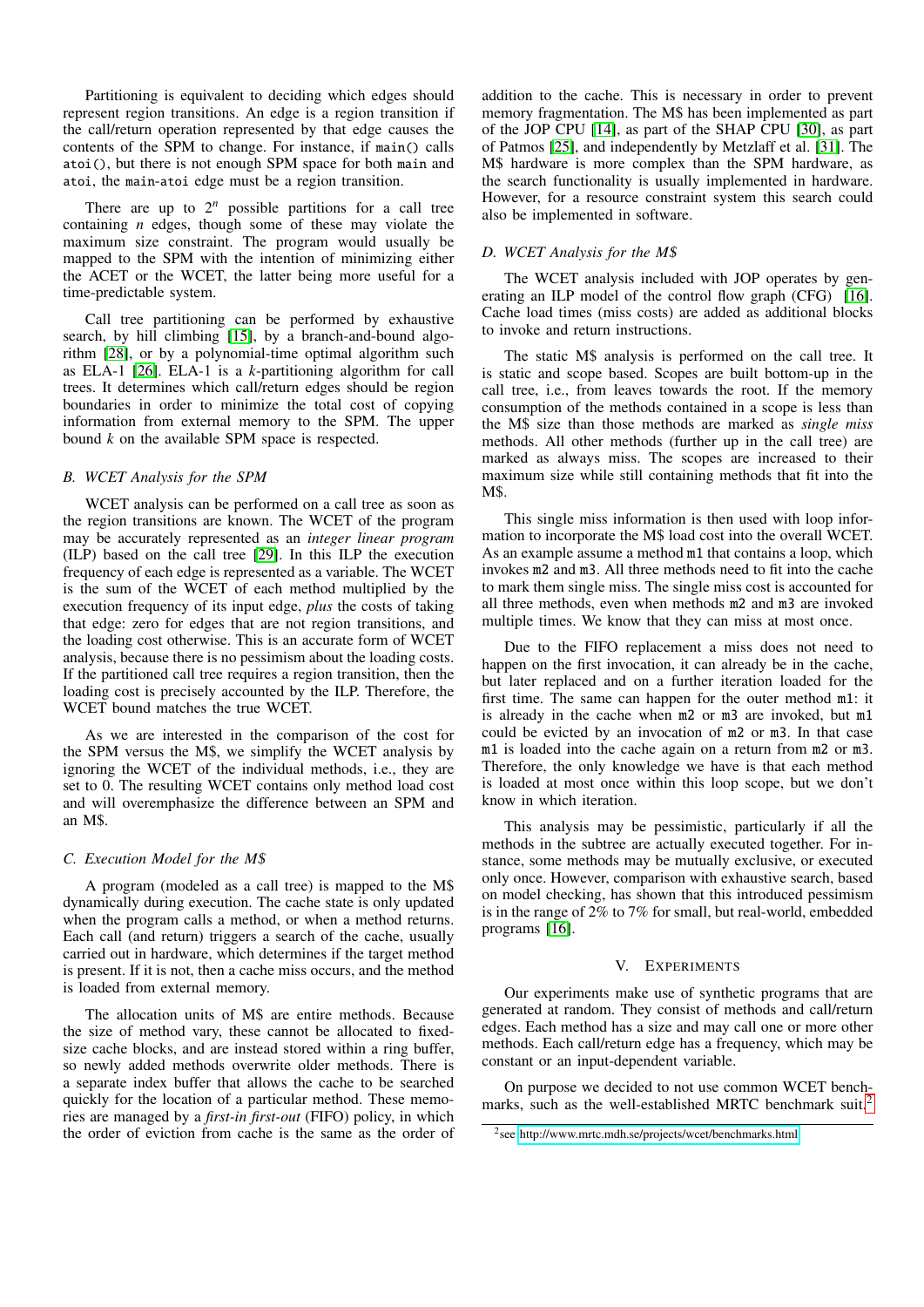Partitioning is equivalent to deciding which edges should represent region transitions. An edge is a region transition if the call/return operation represented by that edge causes the contents of the SPM to change. For instance, if `main()` calls `atoi()`, but there is not enough SPM space for both `main` and `atoi`, the `main`-`atoi` edge must be a region transition.

There are up to $2^n$ possible partitions for a call tree containing $n$ edges, though some of these may violate the maximum size constraint. The program would usually be mapped to the SPM with the intention of minimizing either the ACET or the WCET, the latter being more useful for a time-predictable system.

Call tree partitioning can be performed by exhaustive search, by hill climbing [15], by a branch-and-bound algorithm [28], or by a polynomial-time optimal algorithm such as ELA-1 [26]. ELA-1 is a $k$-partitioning algorithm for call trees. It determines which call/return edges should be region boundaries in order to minimize the total cost of copying information from external memory to the SPM. The upper bound $k$ on the available SPM space is respected.

### B. WCET Analysis for the SPM

WCET analysis can be performed on a call tree as soon as the region transitions are known. The WCET of the program may be accurately represented as an *integer linear program* (ILP) based on the call tree [29]. In this ILP the execution frequency of each edge is represented as a variable. The WCET is the sum of the WCET of each method multiplied by the execution frequency of its input edge, *plus* the costs of taking that edge: zero for edges that are not region transitions, and the loading cost otherwise. This is an accurate form of WCET analysis, because there is no pessimism about the loading costs. If the partitioned call tree requires a region transition, then the loading cost is precisely accounted by the ILP. Therefore, the WCET bound matches the true WCET.

As we are interested in the comparison of the cost for the SPM versus the M$, we simplify the WCET analysis by ignoring the WCET of the individual methods, i.e., they are set to 0. The resulting WCET contains only method load cost and will overemphasize the difference between an SPM and an M$.

### C. Execution Model for the M$

A program (modeled as a call tree) is mapped to the M$ dynamically during execution. The cache state is only updated when the program calls a method, or when a method returns. Each call (and return) triggers a search of the cache, usually carried out in hardware, which determines if the target method is present. If it is not, then a cache miss occurs, and the method is loaded from external memory.

The allocation units of M$ are entire methods. Because the size of method vary, these cannot be allocated to fixed-size cache blocks, and are instead stored within a ring buffer, so newly added methods overwrite older methods. There is a separate index buffer that allows the cache to be searched quickly for the location of a particular method. These memories are managed by a *first-in first-out* (FIFO) policy, in which the order of eviction from cache is the same as the order of addition to the cache. This is necessary in order to prevent memory fragmentation. The M$ has been implemented as part of the JOP CPU [14], as part of the SHAP CPU [30], as part of Patmos [25], and independently by Metzlaff et al. [31]. The M$ hardware is more complex than the SPM hardware, as the search functionality is usually implemented in hardware. However, for a resource constraint system this search could also be implemented in software.

### D. WCET Analysis for the M$

The WCET analysis included with JOP operates by generating an ILP model of the control flow graph (CFG) [16]. Cache load times (miss costs) are added as additional blocks to invoke and return instructions.

The static M$ analysis is performed on the call tree. It is static and scope based. Scopes are built bottom-up in the call tree, i.e., from leaves towards the root. If the memory consumption of the methods contained in a scope is less than the M$ size than those methods are marked as *single miss* methods. All other methods (further up in the call tree) are marked as always miss. The scopes are increased to their maximum size while still containing methods that fit into the M$.

This single miss information is then used with loop information to incorporate the M$ load cost into the overall WCET. As an example assume a method `m1` that contains a loop, which invokes `m2` and `m3`. All three methods need to fit into the cache to mark them single miss. The single miss cost is accounted for all three methods, even when methods `m2` and `m3` are invoked multiple times. We know that they can miss at most once.

Due to the FIFO replacement a miss does not need to happen on the first invocation, it can already be in the cache, but later replaced and on a further iteration loaded for the first time. The same can happen for the outer method `m1`: it is already in the cache when `m2` or `m3` are invoked, but `m1` could be evicted by an invocation of `m2` or `m3`. In that case `m1` is loaded into the cache again on a return from `m2` or `m3`. Therefore, the only knowledge we have is that each method is loaded at most once within this loop scope, but we don't know in which iteration.

This analysis may be pessimistic, particularly if all the methods in the subtree are actually executed together. For instance, some methods may be mutually exclusive, or executed only once. However, comparison with exhaustive search, based on model checking, has shown that this introduced pessimism is in the range of 2% to 7% for small, but real-world, embedded programs [16].

## V. Experiments

Our experiments make use of synthetic programs that are generated at random. They consist of methods and call/return edges. Each method has a size and may call one or more other methods. Each call/return edge has a frequency, which may be constant or an input-dependent variable.

On purpose we decided to not use common WCET benchmarks, such as the well-established MRTC benchmark suit.[2]

[2] see http://www.mrtc.mdh.se/projects/wcet/benchmarks.html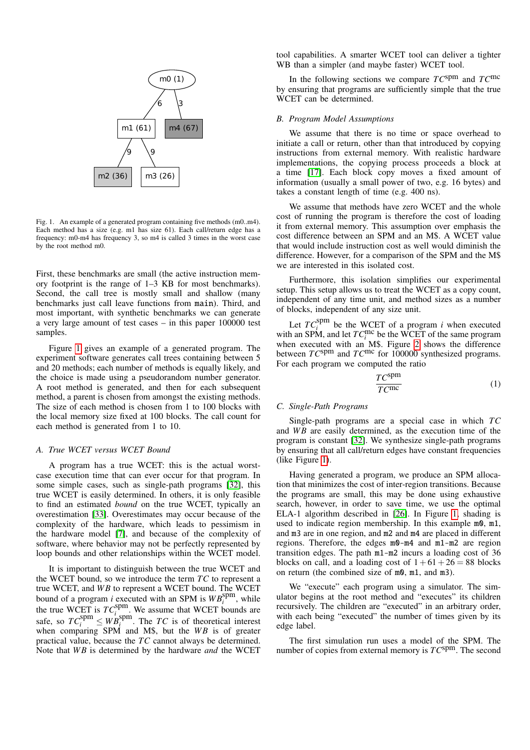Fig. 1. An example of a generated program containing five methods (m0..m4). Each method has a size (e.g. m1 has size 61). Each call/return edge has a frequency: m0-m4 has frequency 3, so m4 is called 3 times in the worst case by the root method m0.

First, these benchmarks are small (the active instruction memory footprint is the range of 1–3 KB for most benchmarks). Second, the call tree is mostly small and shallow (many benchmarks just call leave functions from `main`). Third, and most important, with synthetic benchmarks we can generate a very large amount of test cases – in this paper 100000 test samples.

Figure 1 gives an example of a generated program. The experiment software generates call trees containing between 5 and 20 methods; each number of methods is equally likely, and the choice is made using a pseudorandom number generator. A root method is generated, and then for each subsequent method, a parent is chosen from amongst the existing methods. The size of each method is chosen from 1 to 100 blocks with the local memory size fixed at 100 blocks. The call count for each method is generated from 1 to 10.

### A. True WCET versus WCET Bound

A program has a true WCET: this is the actual worst-case execution time that can ever occur for that program. In some simple cases, such as single-path programs [32], this true WCET is easily determined. In others, it is only feasible to find an estimated *bound* on the true WCET, typically an overestimation [33]. Overestimates may occur because of the complexity of the hardware, which leads to pessimism in the hardware model [7], and because of the complexity of software, where behavior may not be perfectly represented by loop bounds and other relationships within the WCET model.

It is important to distinguish between the true WCET and the WCET bound, so we introduce the term $TC$ to represent a true WCET, and $WB$ to represent a WCET bound. The WCET bound of a program $i$ executed with an SPM is $WB_i^{\text{spm}}$, while the true WCET is $TC_i^{\text{spm}}$. We assume that WCET bounds are safe, so $TC_i^{\text{spm}} \leq WB_i^{\text{spm}}$. The $TC$ is of theoretical interest when comparing SPM and M\$, but the $WB$ is of greater practical value, because the $TC$ cannot always be determined. Note that $WB$ is determined by the hardware *and* the WCET tool capabilities. A smarter WCET tool can deliver a tighter WB than a simpler (and maybe faster) WCET tool.

In the following sections we compare $TC^{\text{spm}}$ and $TC^{\text{mc}}$ by ensuring that programs are sufficiently simple that the true WCET can be determined.

### B. Program Model Assumptions

We assume that there is no time or space overhead to initiate a call or return, other than that introduced by copying instructions from external memory. With realistic hardware implementations, the copying process proceeds a block at a time [17]. Each block copy moves a fixed amount of information (usually a small power of two, e.g. 16 bytes) and takes a constant length of time (e.g. 400 ns).

We assume that methods have zero WCET and the whole cost of running the program is therefore the cost of loading it from external memory. This assumption over emphasis the cost difference between an SPM and an M\$. A WCET value that would include instruction cost as well would diminish the difference. However, for a comparison of the SPM and the M\$ we are interested in this isolated cost.

Furthermore, this isolation simplifies our experimental setup. This setup allows us to treat the WCET as a copy count, independent of any time unit, and method sizes as a number of blocks, independent of any size unit.

Let $TC_i^{\text{spm}}$ be the WCET of a program $i$ when executed with an SPM, and let $TC_i^{\text{mc}}$ be the WCET of the same program when executed with an M\$. Figure 2 shows the difference between $TC^{\text{spm}}$ and $TC^{\text{mc}}$ for 100000 synthesized programs. For each program we computed the ratio

$$\frac{TC^{\text{spm}}}{TC^{\text{mc}}} \tag{1}$$

### C. Single-Path Programs

Single-path programs are a special case in which $TC$ and $WB$ are easily determined, as the execution time of the program is constant [32]. We synthesize single-path programs by ensuring that all call/return edges have constant frequencies (like Figure 1).

Having generated a program, we produce an SPM allocation that minimizes the cost of inter-region transitions. Because the programs are small, this may be done using exhaustive search, however, in order to save time, we use the optimal ELA-1 algorithm described in [26]. In Figure 1, shading is used to indicate region membership. In this example `m0`, `m1`, and `m3` are in one region, and `m2` and `m4` are placed in different regions. Therefore, the edges `m0-m4` and `m1-m2` are region transition edges. The path `m1-m2` incurs a loading cost of 36 blocks on call, and a loading cost of $1+61+26 = 88$ blocks on return (the combined size of `m0`, `m1`, and `m3`).

We "execute" each program using a simulator. The simulator begins at the root method and "executes" its children recursively. The children are "executed" in an arbitrary order, with each being "executed" the number of times given by its edge label.

The first simulation run uses a model of the SPM. The number of copies from external memory is $TC^{\text{spm}}$. The second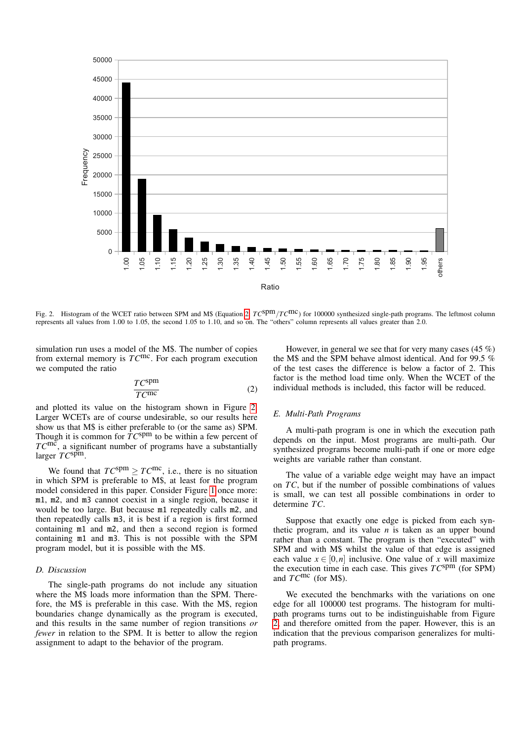Fig. 2. Histogram of the WCET ratio between SPM and M$ (Equation 2, $TC^{\mathrm{spm}}/TC^{\mathrm{mc}}$) for 100000 synthesized single-path programs. The leftmost column represents all values from 1.00 to 1.05, the second 1.05 to 1.10, and so on. The "others" column represents all values greater than 2.0.

simulation run uses a model of the M$. The number of copies from external memory is $TC^{\mathrm{mc}}$. For each program execution we computed the ratio

$$\frac{TC^{\mathrm{spm}}}{TC^{\mathrm{mc}}} \quad (2)$$

and plotted its value on the histogram shown in Figure 2. Larger WCETs are of course undesirable, so our results here show us that M$ is either preferable to (or the same as) SPM. Though it is common for $TC^{\mathrm{spm}}$ to be within a few percent of $TC^{\mathrm{mc}}$, a significant number of programs have a substantially larger $TC^{\mathrm{spm}}$.

We found that $TC^{\mathrm{spm}} \geq TC^{\mathrm{mc}}$, i.e., there is no situation in which SPM is preferable to M$, at least for the program model considered in this paper. Consider Figure 1 once more: `m1`, `m2`, and `m3` cannot coexist in a single region, because it would be too large. But because `m1` repeatedly calls `m2`, and then repeatedly calls `m3`, it is best if a region is first formed containing `m1` and `m2`, and then a second region is formed containing `m1` and `m3`. This is not possible with the SPM program model, but it is possible with the M$.

### D. Discussion

The single-path programs do not include any situation where the M$ loads more information than the SPM. Therefore, the M$ is preferable in this case. With the M$, region boundaries change dynamically as the program is executed, and this results in the same number of region transitions *or fewer* in relation to the SPM. It is better to allow the region assignment to adapt to the behavior of the program.

However, in general we see that for very many cases (45 %) the M$ and the SPM behave almost identical. And for 99.5 % of the test cases the difference is below a factor of 2. This factor is the method load time only. When the WCET of the individual methods is included, this factor will be reduced.

### E. Multi-Path Programs

A multi-path program is one in which the execution path depends on the input. Most programs are multi-path. Our synthesized programs become multi-path if one or more edge weights are variable rather than constant.

The value of a variable edge weight may have an impact on $TC$, but if the number of possible combinations of values is small, we can test all possible combinations in order to determine $TC$.

Suppose that exactly one edge is picked from each synthetic program, and its value $n$ is taken as an upper bound rather than a constant. The program is then "executed" with SPM and with M$ whilst the value of that edge is assigned each value $x \in [0,n]$ inclusive. One value of $x$ will maximize the execution time in each case. This gives $TC^{\mathrm{spm}}$ (for SPM) and $TC^{\mathrm{mc}}$ (for M$).

We executed the benchmarks with the variations on one edge for all 100000 test programs. The histogram for multi-path programs turns out to be indistinguishable from Figure 2, and therefore omitted from the paper. However, this is an indication that the previous comparison generalizes for multi-path programs.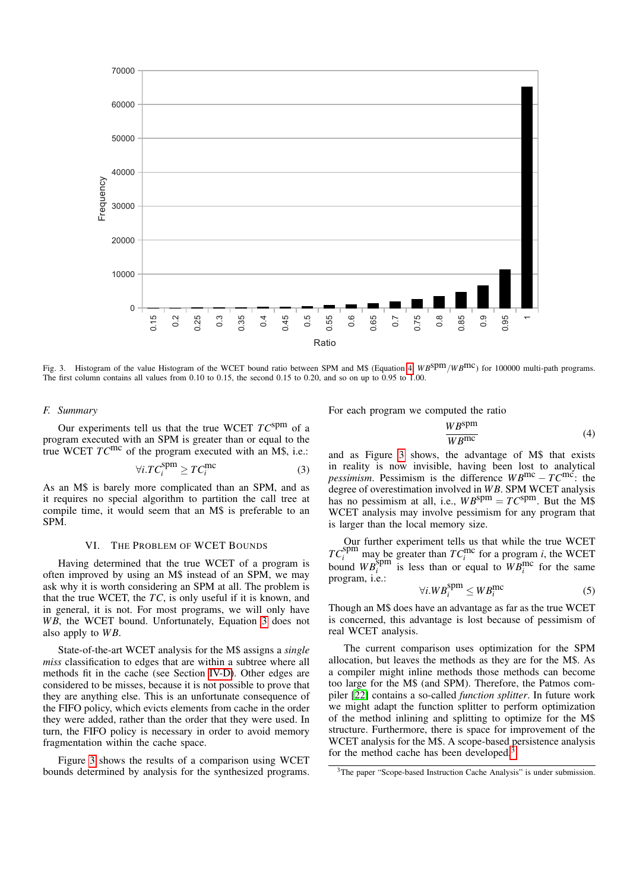Fig. 3. Histogram of the value Histogram of the WCET bound ratio between SPM and M$ (Equation 4 $WB^{\text{spm}}/WB^{\text{mc}}$) for 100000 multi-path programs. The first column contains all values from 0.10 to 0.15, the second 0.15 to 0.20, and so on up to 0.95 to 1.00.

### F. Summary

Our experiments tell us that the true WCET $TC^{\text{spm}}$ of a program executed with an SPM is greater than or equal to the true WCET $TC^{\text{mc}}$ of the program executed with an M$, i.e.:

$$\forall i. TC_i^{\text{spm}} \geq TC_i^{\text{mc}} \tag{3}$$

As an M$ is barely more complicated than an SPM, and as it requires no special algorithm to partition the call tree at compile time, it would seem that an M$ is preferable to an SPM.

## VI. The Problem of WCET Bounds

Having determined that the true WCET of a program is often improved by using an M$ instead of an SPM, we may ask why it is worth considering an SPM at all. The problem is that the true WCET, the $TC$, is only useful if it is known, and in general, it is not. For most programs, we will only have $WB$, the WCET bound. Unfortunately, Equation 3 does not also apply to $WB$.

State-of-the-art WCET analysis for the M$ assigns a *single miss* classification to edges that are within a subtree where all methods fit in the cache (see Section IV-D). Other edges are considered to be misses, because it is not possible to prove that they are anything else. This is an unfortunate consequence of the FIFO policy, which evicts elements from cache in the order they were added, rather than the order that they were used. In turn, the FIFO policy is necessary in order to avoid memory fragmentation within the cache space.

Figure 3 shows the results of a comparison using WCET bounds determined by analysis for the synthesized programs. For each program we computed the ratio

$$\frac{WB^{\text{spm}}}{WB^{\text{mc}}} \tag{4}$$

and as Figure 3 shows, the advantage of M$ that exists in reality is now invisible, having been lost to analytical *pessimism*. Pessimism is the difference $WB^{\text{mc}} - TC^{\text{mc}}$: the degree of overestimation involved in $WB$. SPM WCET analysis has no pessimism at all, i.e., $WB^{\text{spm}} = TC^{\text{spm}}$. But the M$ WCET analysis may involve pessimism for any program that is larger than the local memory size.

Our further experiment tells us that while the true WCET $TC_i^{\text{spm}}$ may be greater than $TC_i^{\text{mc}}$ for a program $i$, the WCET bound $WB_i^{\text{spm}}$ is less than or equal to $WB_i^{\text{mc}}$ for the same program, i.e.:

$$\forall i. WB_i^{\text{spm}} \leq WB_i^{\text{mc}} \tag{5}$$

Though an M$ does have an advantage as far as the true WCET is concerned, this advantage is lost because of pessimism of real WCET analysis.

The current comparison uses optimization for the SPM allocation, but leaves the methods as they are for the M$. As a compiler might inline methods those methods can become too large for the M$ (and SPM). Therefore, the Patmos compiler [22] contains a so-called *function splitter*. In future work we might adapt the function splitter to perform optimization of the method inlining and splitting to optimize for the M$ structure. Furthermore, there is space for improvement of the WCET analysis for the M$. A scope-based persistence analysis for the method cache has been developed.[3]

[3]The paper "Scope-based Instruction Cache Analysis" is under submission.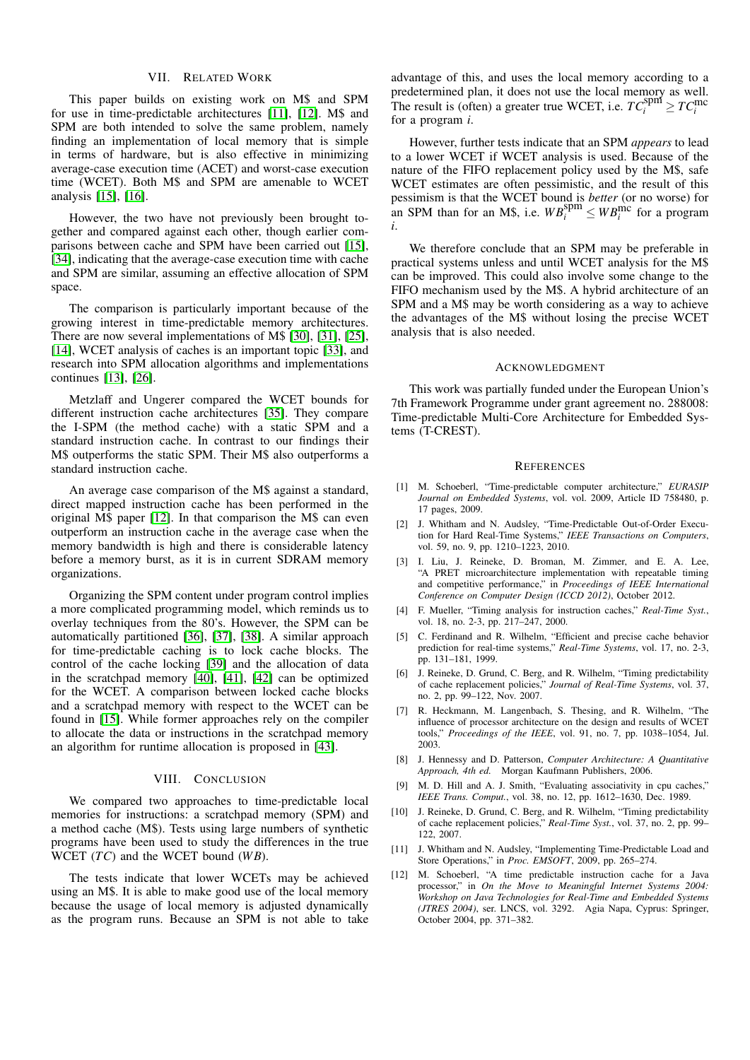## VII. Related Work

This paper builds on existing work on M$ and SPM for use in time-predictable architectures [11], [12]. M$ and SPM are both intended to solve the same problem, namely finding an implementation of local memory that is simple in terms of hardware, but is also effective in minimizing average-case execution time (ACET) and worst-case execution time (WCET). Both M$ and SPM are amenable to WCET analysis [15], [16].

However, the two have not previously been brought together and compared against each other, though earlier comparisons between cache and SPM have been carried out [15], [34], indicating that the average-case execution time with cache and SPM are similar, assuming an effective allocation of SPM space.

The comparison is particularly important because of the growing interest in time-predictable memory architectures. There are now several implementations of M$ [30], [31], [25], [14], WCET analysis of caches is an important topic [33], and research into SPM allocation algorithms and implementations continues [13], [26].

Metzlaff and Ungerer compared the WCET bounds for different instruction cache architectures [35]. They compare the I-SPM (the method cache) with a static SPM and a standard instruction cache. In contrast to our findings their M$ outperforms the static SPM. Their M$ also outperforms a standard instruction cache.

An average case comparison of the M$ against a standard, direct mapped instruction cache has been performed in the original M$ paper [12]. In that comparison the M$ can even outperform an instruction cache in the average case when the memory bandwidth is high and there is considerable latency before a memory burst, as it is in current SDRAM memory organizations.

Organizing the SPM content under program control implies a more complicated programming model, which reminds us to overlay techniques from the 80's. However, the SPM can be automatically partitioned [36], [37], [38]. A similar approach for time-predictable caching is to lock cache blocks. The control of the cache locking [39] and the allocation of data in the scratchpad memory [40], [41], [42] can be optimized for the WCET. A comparison between locked cache blocks and a scratchpad memory with respect to the WCET can be found in [15]. While former approaches rely on the compiler to allocate the data or instructions in the scratchpad memory an algorithm for runtime allocation is proposed in [43].

## VIII. Conclusion

We compared two approaches to time-predictable local memories for instructions: a scratchpad memory (SPM) and a method cache (M$). Tests using large numbers of synthetic programs have been used to study the differences in the true WCET ($TC$) and the WCET bound ($WB$).

The tests indicate that lower WCETs may be achieved using an M$. It is able to make good use of the local memory because the usage of local memory is adjusted dynamically as the program runs. Because an SPM is not able to take advantage of this, and uses the local memory according to a predetermined plan, it does not use the local memory as well. The result is (often) a greater true WCET, i.e. $TC_i^{\text{spm}} \geq TC_i^{\text{mc}}$ for a program $i$.

However, further tests indicate that an SPM *appears* to lead to a lower WCET if WCET analysis is used. Because of the nature of the FIFO replacement policy used by the M$, safe WCET estimates are often pessimistic, and the result of this pessimism is that the WCET bound is *better* (or no worse) for an SPM than for an M$, i.e. $WB_i^{\text{spm}} \leq WB_i^{\text{mc}}$ for a program $i$.

We therefore conclude that an SPM may be preferable in practical systems unless and until WCET analysis for the M$ can be improved. This could also involve some change to the FIFO mechanism used by the M$. A hybrid architecture of an SPM and a M$ may be worth considering as a way to achieve the advantages of the M$ without losing the precise WCET analysis that is also needed.

## Acknowledgment

This work was partially funded under the European Union's 7th Framework Programme under grant agreement no. 288008: Time-predictable Multi-Core Architecture for Embedded Systems (T-CREST).

## References

[1] M. Schoeberl, "Time-predictable computer architecture," *EURASIP Journal on Embedded Systems*, vol. vol. 2009, Article ID 758480, p. 17 pages, 2009.

[2] J. Whitham and N. Audsley, "Time-Predictable Out-of-Order Execution for Hard Real-Time Systems," *IEEE Transactions on Computers*, vol. 59, no. 9, pp. 1210–1223, 2010.

[3] I. Liu, J. Reineke, D. Broman, M. Zimmer, and E. A. Lee, "A PRET microarchitecture implementation with repeatable timing and competitive performance," in *Proceedings of IEEE International Conference on Computer Design (ICCD 2012)*, October 2012.

[4] F. Mueller, "Timing analysis for instruction caches," *Real-Time Syst.*, vol. 18, no. 2-3, pp. 217–247, 2000.

[5] C. Ferdinand and R. Wilhelm, "Efficient and precise cache behavior prediction for real-time systems," *Real-Time Systems*, vol. 17, no. 2-3, pp. 131–181, 1999.

[6] J. Reineke, D. Grund, C. Berg, and R. Wilhelm, "Timing predictability of cache replacement policies," *Journal of Real-Time Systems*, vol. 37, no. 2, pp. 99–122, Nov. 2007.

[7] R. Heckmann, M. Langenbach, S. Thesing, and R. Wilhelm, "The influence of processor architecture on the design and results of WCET tools," *Proceedings of the IEEE*, vol. 91, no. 7, pp. 1038–1054, Jul. 2003.

[8] J. Hennessy and D. Patterson, *Computer Architecture: A Quantitative Approach, 4th ed.* Morgan Kaufmann Publishers, 2006.

[9] M. D. Hill and A. J. Smith, "Evaluating associativity in cpu caches," *IEEE Trans. Comput.*, vol. 38, no. 12, pp. 1612–1630, Dec. 1989.

[10] J. Reineke, D. Grund, C. Berg, and R. Wilhelm, "Timing predictability of cache replacement policies," *Real-Time Syst.*, vol. 37, no. 2, pp. 99–122, 2007.

[11] J. Whitham and N. Audsley, "Implementing Time-Predictable Load and Store Operations," in *Proc. EMSOFT*, 2009, pp. 265–274.

[12] M. Schoeberl, "A time predictable instruction cache for a Java processor," in *On the Move to Meaningful Internet Systems 2004: Workshop on Java Technologies for Real-Time and Embedded Systems (JTRES 2004)*, ser. LNCS, vol. 3292. Agia Napa, Cyprus: Springer, October 2004, pp. 371–382.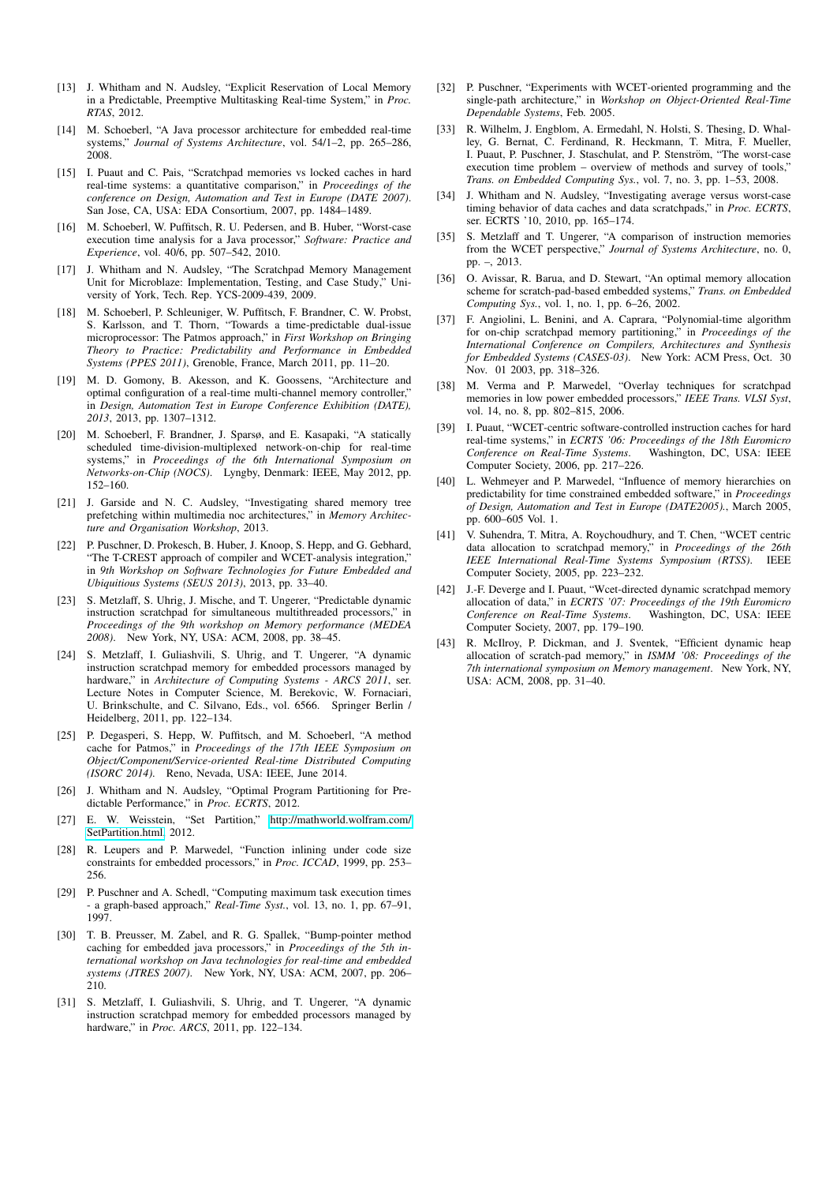[13] J. Whitham and N. Audsley, "Explicit Reservation of Local Memory in a Predictable, Preemptive Multitasking Real-time System," in *Proc. RTAS*, 2012.

[14] M. Schoeberl, "A Java processor architecture for embedded real-time systems," *Journal of Systems Architecture*, vol. 54/1–2, pp. 265–286, 2008.

[15] I. Puaut and C. Pais, "Scratchpad memories vs locked caches in hard real-time systems: a quantitative comparison," in *Proceedings of the conference on Design, Automation and Test in Europe (DATE 2007)*. San Jose, CA, USA: EDA Consortium, 2007, pp. 1484–1489.

[16] M. Schoeberl, W. Puffitsch, R. U. Pedersen, and B. Huber, "Worst-case execution time analysis for a Java processor," *Software: Practice and Experience*, vol. 40/6, pp. 507–542, 2010.

[17] J. Whitham and N. Audsley, "The Scratchpad Memory Management Unit for Microblaze: Implementation, Testing, and Case Study," University of York, Tech. Rep. YCS-2009-439, 2009.

[18] M. Schoeberl, P. Schleuniger, W. Puffitsch, F. Brandner, C. W. Probst, S. Karlsson, and T. Thorn, "Towards a time-predictable dual-issue microprocessor: The Patmos approach," in *First Workshop on Bringing Theory to Practice: Predictability and Performance in Embedded Systems (PPES 2011)*, Grenoble, France, March 2011, pp. 11–20.

[19] M. D. Gomony, B. Akesson, and K. Goossens, "Architecture and optimal configuration of a real-time multi-channel memory controller," in *Design, Automation Test in Europe Conference Exhibition (DATE), 2013*, 2013, pp. 1307–1312.

[20] M. Schoeberl, F. Brandner, J. Sparsø, and E. Kasapaki, "A statically scheduled time-division-multiplexed network-on-chip for real-time systems," in *Proceedings of the 6th International Symposium on Networks-on-Chip (NOCS)*. Lyngby, Denmark: IEEE, May 2012, pp. 152–160.

[21] J. Garside and N. C. Audsley, "Investigating shared memory tree prefetching within multimedia noc architectures," in *Memory Architecture and Organisation Workshop*, 2013.

[22] P. Puschner, D. Prokesch, B. Huber, J. Knoop, S. Hepp, and G. Gebhard, "The T-CREST approach of compiler and WCET-analysis integration," in *9th Workshop on Software Technologies for Future Embedded and Ubiquitious Systems (SEUS 2013)*, 2013, pp. 33–40.

[23] S. Metzlaff, S. Uhrig, J. Mische, and T. Ungerer, "Predictable dynamic instruction scratchpad for simultaneous multithreaded processors," in *Proceedings of the 9th workshop on Memory performance (MEDEA 2008)*. New York, NY, USA: ACM, 2008, pp. 38–45.

[24] S. Metzlaff, I. Guliashvili, S. Uhrig, and T. Ungerer, "A dynamic instruction scratchpad memory for embedded processors managed by hardware," in *Architecture of Computing Systems - ARCS 2011*, ser. Lecture Notes in Computer Science, M. Berekovic, W. Fornaciari, U. Brinkschulte, and C. Silvano, Eds., vol. 6566. Springer Berlin / Heidelberg, 2011, pp. 122–134.

[25] P. Degasperi, S. Hepp, W. Puffitsch, and M. Schoeberl, "A method cache for Patmos," in *Proceedings of the 17th IEEE Symposium on Object/Component/Service-oriented Real-time Distributed Computing (ISORC 2014)*. Reno, Nevada, USA: IEEE, June 2014.

[26] J. Whitham and N. Audsley, "Optimal Program Partitioning for Predictable Performance," in *Proc. ECRTS*, 2012.

[27] E. W. Weisstein, "Set Partition," http://mathworld.wolfram.com/SetPartition.html, 2012.

[28] R. Leupers and P. Marwedel, "Function inlining under code size constraints for embedded processors," in *Proc. ICCAD*, 1999, pp. 253–256.

[29] P. Puschner and A. Schedl, "Computing maximum task execution times - a graph-based approach," *Real-Time Syst.*, vol. 13, no. 1, pp. 67–91, 1997.

[30] T. B. Preusser, M. Zabel, and R. G. Spallek, "Bump-pointer method caching for embedded java processors," in *Proceedings of the 5th international workshop on Java technologies for real-time and embedded systems (JTRES 2007)*. New York, NY, USA: ACM, 2007, pp. 206–210.

[31] S. Metzlaff, I. Guliashvili, S. Uhrig, and T. Ungerer, "A dynamic instruction scratchpad memory for embedded processors managed by hardware," in *Proc. ARCS*, 2011, pp. 122–134.

[32] P. Puschner, "Experiments with WCET-oriented programming and the single-path architecture," in *Workshop on Object-Oriented Real-Time Dependable Systems*, Feb. 2005.

[33] R. Wilhelm, J. Engblom, A. Ermedahl, N. Holsti, S. Thesing, D. Whalley, G. Bernat, C. Ferdinand, R. Heckmann, T. Mitra, F. Mueller, I. Puaut, P. Puschner, J. Staschulat, and P. Stenström, "The worst-case execution time problem – overview of methods and survey of tools," *Trans. on Embedded Computing Sys.*, vol. 7, no. 3, pp. 1–53, 2008.

[34] J. Whitham and N. Audsley, "Investigating average versus worst-case timing behavior of data caches and data scratchpads," in *Proc. ECRTS*, ser. ECRTS '10, 2010, pp. 165–174.

[35] S. Metzlaff and T. Ungerer, "A comparison of instruction memories from the WCET perspective," *Journal of Systems Architecture*, no. 0, pp. –, 2013.

[36] O. Avissar, R. Barua, and D. Stewart, "An optimal memory allocation scheme for scratch-pad-based embedded systems," *Trans. on Embedded Computing Sys.*, vol. 1, no. 1, pp. 6–26, 2002.

[37] F. Angiolini, L. Benini, and A. Caprara, "Polynomial-time algorithm for on-chip scratchpad memory partitioning," in *Proceedings of the International Conference on Compilers, Architectures and Synthesis for Embedded Systems (CASES-03)*. New York: ACM Press, Oct. 30 Nov. 01 2003, pp. 318–326.

[38] M. Verma and P. Marwedel, "Overlay techniques for scratchpad memories in low power embedded processors," *IEEE Trans. VLSI Syst*, vol. 14, no. 8, pp. 802–815, 2006.

[39] I. Puaut, "WCET-centric software-controlled instruction caches for hard real-time systems," in *ECRTS '06: Proceedings of the 18th Euromicro Conference on Real-Time Systems*. Washington, DC, USA: IEEE Computer Society, 2006, pp. 217–226.

[40] L. Wehmeyer and P. Marwedel, "Influence of memory hierarchies on predictability for time constrained embedded software," in *Proceedings of Design, Automation and Test in Europe (DATE2005).*, March 2005, pp. 600–605 Vol. 1.

[41] V. Suhendra, T. Mitra, A. Roychoudhury, and T. Chen, "WCET centric data allocation to scratchpad memory," in *Proceedings of the 26th IEEE International Real-Time Systems Symposium (RTSS)*. IEEE Computer Society, 2005, pp. 223–232.

[42] J.-F. Deverge and I. Puaut, "Wcet-directed dynamic scratchpad memory allocation of data," in *ECRTS '07: Proceedings of the 19th Euromicro Conference on Real-Time Systems*. Washington, DC, USA: IEEE Computer Society, 2007, pp. 179–190.

[43] R. McIlroy, P. Dickman, and J. Sventek, "Efficient dynamic heap allocation of scratch-pad memory," in *ISMM '08: Proceedings of the 7th international symposium on Memory management*. New York, NY, USA: ACM, 2008, pp. 31–40.